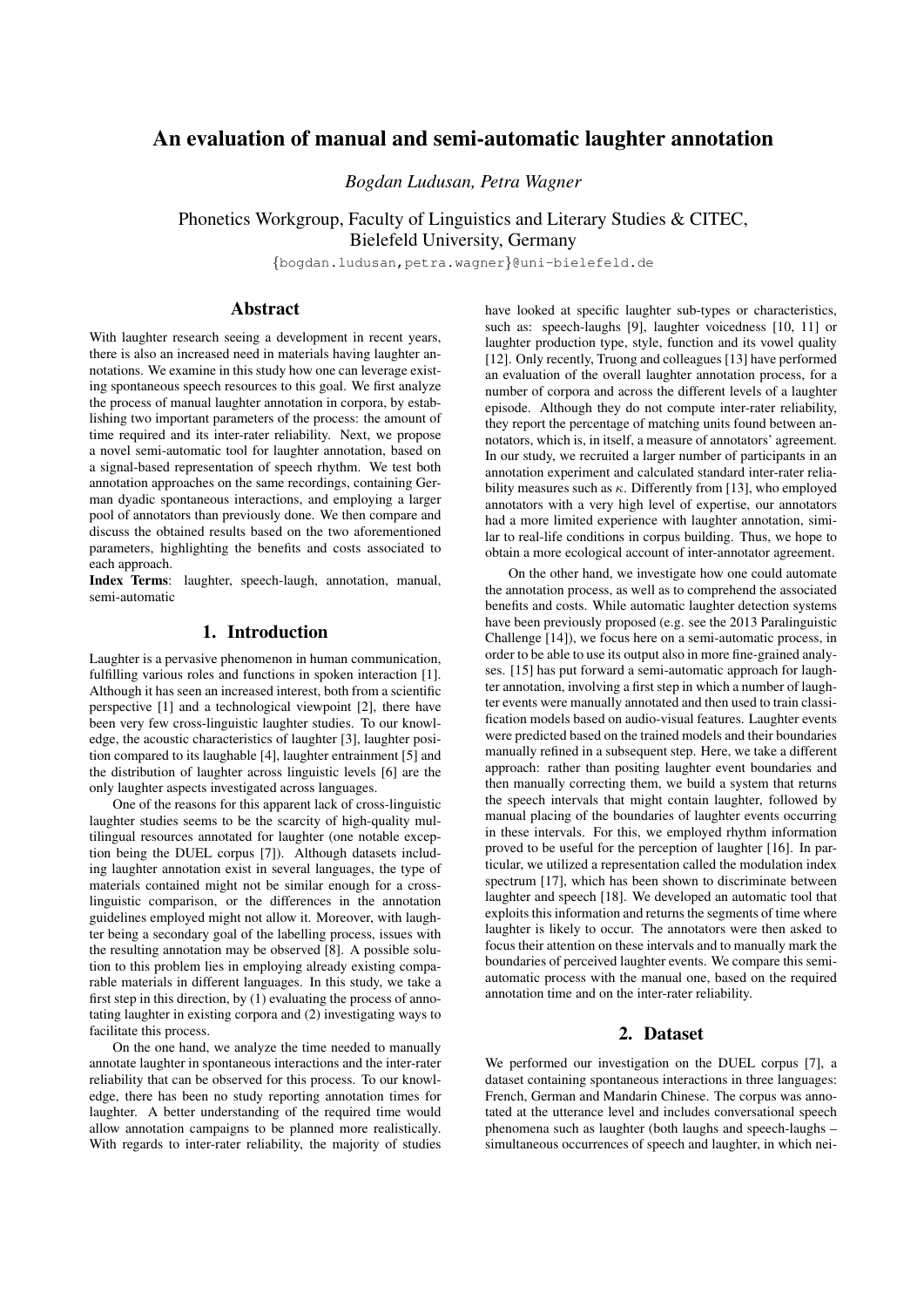// An evaluation of manual and semi-automatic laughter annotation

*Bogdan Ludusan, Petra Wagner*

Phonetics Workgroup, Faculty of Linguistics and Literary Studies & CITEC, Bielefeld University, Germany

{bogdan.ludusan,petra.wagner}@uni-bielefeld.de

## Abstract

With laughter research seeing a development in recent years, there is also an increased need in materials having laughter annotations. We examine in this study how one can leverage existing spontaneous speech resources to this goal. We first analyze the process of manual laughter annotation in corpora, by establishing two important parameters of the process: the amount of time required and its inter-rater reliability. Next, we propose a novel semi-automatic tool for laughter annotation, based on a signal-based representation of speech rhythm. We test both annotation approaches on the same recordings, containing German dyadic spontaneous interactions, and employing a larger pool of annotators than previously done. We then compare and discuss the obtained results based on the two aforementioned parameters, highlighting the benefits and costs associated to each approach.

**Index Terms**: laughter, speech-laugh, annotation, manual, semi-automatic

## 1. Introduction

Laughter is a pervasive phenomenon in human communication, fulfilling various roles and functions in spoken interaction [1]. Although it has seen an increased interest, both from a scientific perspective [1] and a technological viewpoint [2], there have been very few cross-linguistic laughter studies. To our knowledge, the acoustic characteristics of laughter [3], laughter position compared to its laughable [4], laughter entrainment [5] and the distribution of laughter across linguistic levels [6] are the only laughter aspects investigated across languages.

One of the reasons for this apparent lack of cross-linguistic laughter studies seems to be the scarcity of high-quality multilingual resources annotated for laughter (one notable exception being the DUEL corpus [7]). Although datasets including laughter annotation exist in several languages, the type of materials contained might not be similar enough for a cross-linguistic comparison, or the differences in the annotation guidelines employed might not allow it. Moreover, with laughter being a secondary goal of the labelling process, issues with the resulting annotation may be observed [8]. A possible solution to this problem lies in employing already existing comparable materials in different languages. In this study, we take a first step in this direction, by (1) evaluating the process of annotating laughter in existing corpora and (2) investigating ways to facilitate this process.

On the one hand, we analyze the time needed to manually annotate laughter in spontaneous interactions and the inter-rater reliability that can be observed for this process. To our knowledge, there has been no study reporting annotation times for laughter. A better understanding of the required time would allow annotation campaigns to be planned more realistically. With regards to inter-rater reliability, the majority of studies have looked at specific laughter sub-types or characteristics, such as: speech-laughs [9], laughter voicedness [10, 11] or laughter production type, style, function and its vowel quality [12]. Only recently, Truong and colleagues [13] have performed an evaluation of the overall laughter annotation process, for a number of corpora and across the different levels of a laughter episode. Although they do not compute inter-rater reliability, they report the percentage of matching units found between annotators, which is, in itself, a measure of annotators' agreement. In our study, we recruited a larger number of participants in an annotation experiment and calculated standard inter-rater reliability measures such as $\kappa$. Differently from [13], who employed annotators with a very high level of expertise, our annotators had a more limited experience with laughter annotation, similar to real-life conditions in corpus building. Thus, we hope to obtain a more ecological account of inter-annotator agreement.

On the other hand, we investigate how one could automate the annotation process, as well as to comprehend the associated benefits and costs. While automatic laughter detection systems have been previously proposed (e.g. see the 2013 Paralinguistic Challenge [14]), we focus here on a semi-automatic process, in order to be able to use its output also in more fine-grained analyses. [15] has put forward a semi-automatic approach for laughter annotation, involving a first step in which a number of laughter events were manually annotated and then used to train classification models based on audio-visual features. Laughter events were predicted based on the trained models and their boundaries manually refined in a subsequent step. Here, we take a different approach: rather than positing laughter event boundaries and then manually correcting them, we build a system that returns the speech intervals that might contain laughter, followed by manual placing of the boundaries of laughter events occurring in these intervals. For this, we employed rhythm information proved to be useful for the perception of laughter [16]. In particular, we utilized a representation called the modulation index spectrum [17], which has been shown to discriminate between laughter and speech [18]. We developed an automatic tool that exploits this information and returns the segments of time where laughter is likely to occur. The annotators were then asked to focus their attention on these intervals and to manually mark the boundaries of perceived laughter events. We compare this semi-automatic process with the manual one, based on the required annotation time and on the inter-rater reliability.

## 2. Dataset

We performed our investigation on the DUEL corpus [7], a dataset containing spontaneous interactions in three languages: French, German and Mandarin Chinese. The corpus was annotated at the utterance level and includes conversational speech phenomena such as laughter (both laughs and speech-laughs – simultaneous occurrences of speech and laughter, in which nei-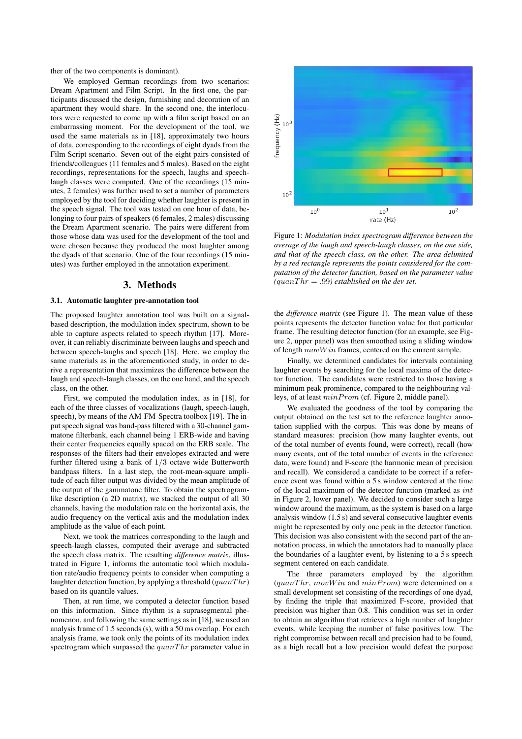ther of the two components is dominant).

We employed German recordings from two scenarios: Dream Apartment and Film Script. In the first one, the participants discussed the design, furnishing and decoration of an apartment they would share. In the second one, the interlocutors were requested to come up with a film script based on an embarrassing moment. For the development of the tool, we used the same materials as in [18], approximately two hours of data, corresponding to the recordings of eight dyads from the Film Script scenario. Seven out of the eight pairs consisted of friends/colleagues (11 females and 5 males). Based on the eight recordings, representations for the speech, laughs and speech-laugh classes were computed. One of the recordings (15 minutes, 2 females) was further used to set a number of parameters employed by the tool for deciding whether laughter is present in the speech signal. The tool was tested on one hour of data, belonging to four pairs of speakers (6 females, 2 males) discussing the Dream Apartment scenario. The pairs were different from those whose data was used for the development of the tool and were chosen because they produced the most laughter among the dyads of that scenario. One of the four recordings (15 minutes) was further employed in the annotation experiment.

## 3. Methods

### 3.1. Automatic laughter pre-annotation tool

The proposed laughter annotation tool was built on a signal-based description, the modulation index spectrum, shown to be able to capture aspects related to speech rhythm [17]. Moreover, it can reliably discriminate between laughs and speech and between speech-laughs and speech [18]. Here, we employ the same materials as in the aforementioned study, in order to derive a representation that maximizes the difference between the laugh and speech-laugh classes, on the one hand, and the speech class, on the other.

First, we computed the modulation index, as in [18], for each of the three classes of vocalizations (laugh, speech-laugh, speech), by means of the AM_FM_Spectra toolbox [19]. The input speech signal was band-pass filtered with a 30-channel gammatone filterbank, each channel being 1 ERB-wide and having their center frequencies equally spaced on the ERB scale. The responses of the filters had their envelopes extracted and were further filtered using a bank of $1/3$ octave wide Butterworth bandpass filters. In a last step, the root-mean-square amplitude of each filter output was divided by the mean amplitude of the output of the gammatone filter. To obtain the spectrogram-like description (a 2D matrix), we stacked the output of all 30 channels, having the modulation rate on the horizontal axis, the audio frequency on the vertical axis and the modulation index amplitude as the value of each point.

Next, we took the matrices corresponding to the laugh and speech-laugh classes, computed their average and subtracted the speech class matrix. The resulting *difference matrix*, illustrated in Figure 1, informs the automatic tool which modulation rate/audio frequency points to consider when computing a laughter detection function, by applying a threshold ($quanThr$) based on its quantile values.

Then, at run time, we computed a detector function based on this information. Since rhythm is a suprasegmental phenomenon, and following the same settings as in [18], we used an analysis frame of 1.5 seconds (s), with a 50 ms overlap. For each analysis frame, we took only the points of its modulation index spectrogram which surpassed the $quanThr$ parameter value in the *difference matrix* (see Figure 1). The mean value of these points represents the detector function value for that particular frame. The resulting detector function (for an example, see Figure 2, upper panel) was then smoothed using a sliding window of length $movWin$ frames, centered on the current sample.

Figure 1: *Modulation index spectrogram difference between the average of the laugh and speech-laugh classes, on the one side, and that of the speech class, on the other. The area delimited by a red rectangle represents the points considered for the computation of the detector function, based on the parameter value ($quanThr$ = .99) established on the dev set.*

Finally, we determined candidates for intervals containing laughter events by searching for the local maxima of the detector function. The candidates were restricted to those having a minimum peak prominence, compared to the neighbouring valleys, of at least $minProm$ (cf. Figure 2, middle panel).

We evaluated the goodness of the tool by comparing the output obtained on the test set to the reference laughter annotation supplied with the corpus. This was done by means of standard measures: precision (how many laughter events, out of the total number of events found, were correct), recall (how many events, out of the total number of events in the reference data, were found) and F-score (the harmonic mean of precision and recall). We considered a candidate to be correct if a reference event was found within a 5 s window centered at the time of the local maximum of the detector function (marked as $int$ in Figure 2, lower panel). We decided to consider such a large window around the maximum, as the system is based on a large analysis window (1.5 s) and several consecutive laughter events might be represented by only one peak in the detector function. This decision was also consistent with the second part of the annotation process, in which the annotators had to manually place the boundaries of a laughter event, by listening to a 5 s speech segment centered on each candidate.

The three parameters employed by the algorithm ($quanThr$, $movWin$ and $minProm$) were determined on a small development set consisting of the recordings of one dyad, by finding the triple that maximized F-score, provided that precision was higher than 0.8. This condition was set in order to obtain an algorithm that retrieves a high number of laughter events, while keeping the number of false positives low. The right compromise between recall and precision had to be found, as a high recall but a low precision would defeat the purpose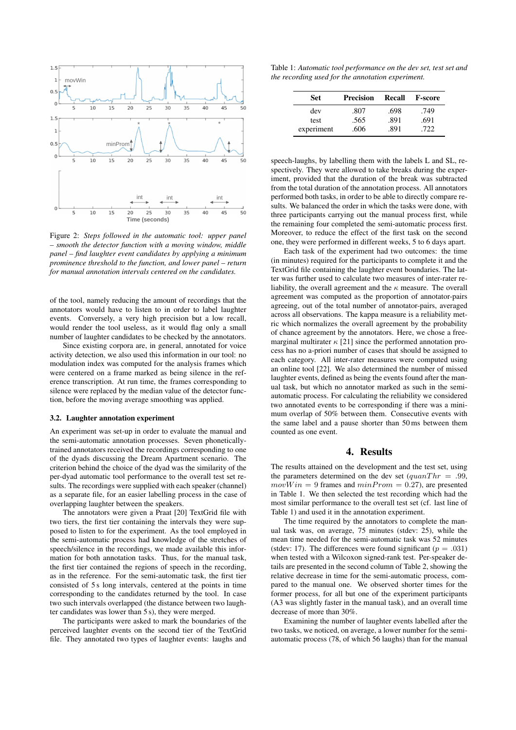Figure 2: *Steps followed in the automatic tool: upper panel – smooth the detector function with a moving window, middle panel – find laughter event candidates by applying a minimum prominence threshold to the function, and lower panel – return for manual annotation intervals centered on the candidates.*

of the tool, namely reducing the amount of recordings that the annotators would have to listen to in order to label laughter events. Conversely, a very high precision but a low recall, would render the tool useless, as it would flag only a small number of laughter candidates to be checked by the annotators.

Since existing corpora are, in general, annotated for voice activity detection, we also used this information in our tool: no modulation index was computed for the analysis frames which were centered on a frame marked as being silence in the reference transcription. At run time, the frames corresponding to silence were replaced by the median value of the detector function, before the moving average smoothing was applied.

### 3.2. Laughter annotation experiment

An experiment was set-up in order to evaluate the manual and the semi-automatic annotation processes. Seven phonetically-trained annotators received the recordings corresponding to one of the dyads discussing the Dream Apartment scenario. The criterion behind the choice of the dyad was the similarity of the per-dyad automatic tool performance to the overall test set results. The recordings were supplied with each speaker (channel) as a separate file, for an easier labelling process in the case of overlapping laughter between the speakers.

The annotators were given a Praat [20] TextGrid file with two tiers, the first tier containing the intervals they were supposed to listen to for the experiment. As the tool employed in the semi-automatic process had knowledge of the stretches of speech/silence in the recordings, we made available this information for both annotation tasks. Thus, for the manual task, the first tier contained the regions of speech in the recording, as in the reference. For the semi-automatic task, the first tier consisted of 5 s long intervals, centered at the points in time corresponding to the candidates returned by the tool. In case two such intervals overlapped (the distance between two laughter candidates was lower than 5 s), they were merged.

The participants were asked to mark the boundaries of the perceived laughter events on the second tier of the TextGrid file. They annotated two types of laughter events: laughs and speech-laughs, by labelling them with the labels L and SL, respectively. They were allowed to take breaks during the experiment, provided that the duration of the break was subtracted from the total duration of the annotation process. All annotators performed both tasks, in order to be able to directly compare results. We balanced the order in which the tasks were done, with three participants carrying out the manual process first, while the remaining four completed the semi-automatic process first. Moreover, to reduce the effect of the first task on the second one, they were performed in different weeks, 5 to 6 days apart.

Each task of the experiment had two outcomes: the time (in minutes) required for the participants to complete it and the TextGrid file containing the laughter event boundaries. The latter was further used to calculate two measures of inter-rater reliability, the overall agreement and the $\kappa$ measure. The overall agreement was computed as the proportion of annotator-pairs agreeing, out of the total number of annotator-pairs, averaged across all observations. The kappa measure is a reliability metric which normalizes the overall agreement by the probability of chance agreement by the annotators. Here, we chose a free-marginal multirater $\kappa$ [21] since the performed annotation process has no a-priori number of cases that should be assigned to each category. All inter-rater measures were computed using an online tool [22]. We also determined the number of missed laughter events, defined as being the events found after the manual task, but which no annotator marked as such in the semi-automatic process. For calculating the reliability we considered two annotated events to be corresponding if there was a minimum overlap of 50% between them. Consecutive events with the same label and a pause shorter than 50 ms between them counted as one event.

Table 1: *Automatic tool performance on the dev set, test set and the recording used for the annotation experiment.*

| Set | Precision | Recall | F-score |
|---|---|---|---|
| dev | .807 | .698 | .749 |
| test | .565 | .891 | .691 |
| experiment | .606 | .891 | .722 |

## 4. Results

The results attained on the development and the test set, using the parameters determined on the dev set ($quanThr = .99$, $movWin = 9$ frames and $minProm = 0.27$), are presented in Table 1. We then selected the test recording which had the most similar performance to the overall test set (cf. last line of Table 1) and used it in the annotation experiment.

The time required by the annotators to complete the manual task was, on average, 75 minutes (stdev: 25), while the mean time needed for the semi-automatic task was 52 minutes (stdev: 17). The differences were found significant ($p = .031$) when tested with a Wilcoxon signed-rank test. Per-speaker details are presented in the second column of Table 2, showing the relative decrease in time for the semi-automatic process, compared to the manual one. We observed shorter times for the former process, for all but one of the experiment participants (A3 was slightly faster in the manual task), and an overall time decrease of more than 30%.

Examining the number of laughter events labelled after the two tasks, we noticed, on average, a lower number for the semi-automatic process (78, of which 56 laughs) than for the manual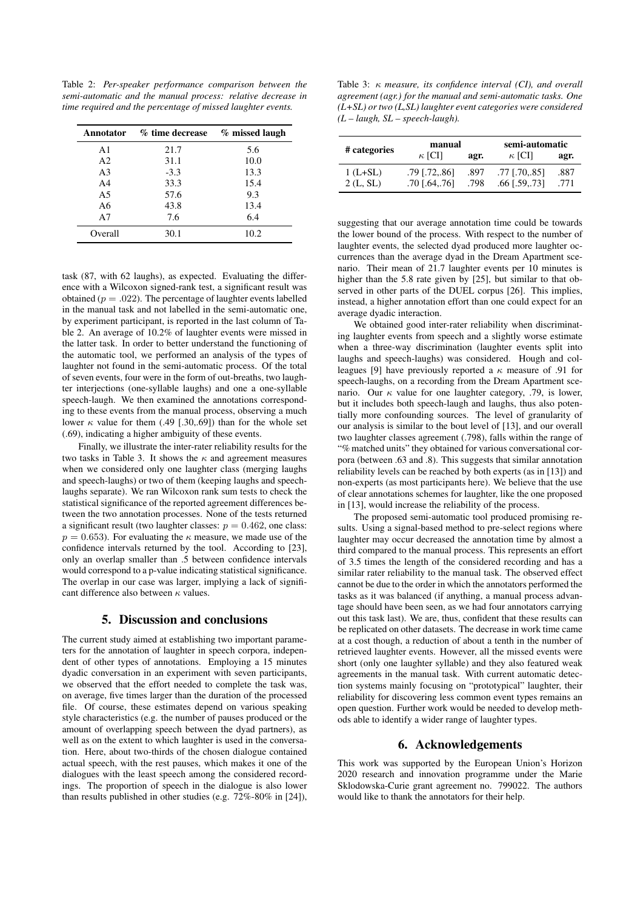Table 2: *Per-speaker performance comparison between the semi-automatic and the manual process: relative decrease in time required and the percentage of missed laughter events.*

| Annotator | % time decrease | % missed laugh |
|---|---|---|
| A1 | 21.7 | 5.6 |
| A2 | 31.1 | 10.0 |
| A3 | -3.3 | 13.3 |
| A4 | 33.3 | 15.4 |
| A5 | 57.6 | 9.3 |
| A6 | 43.8 | 13.4 |
| A7 | 7.6 | 6.4 |
| Overall | 30.1 | 10.2 |

task (87, with 62 laughs), as expected. Evaluating the difference with a Wilcoxon signed-rank test, a significant result was obtained ($p = .022$). The percentage of laughter events labelled in the manual task and not labelled in the semi-automatic one, by experiment participant, is reported in the last column of Table 2. An average of 10.2% of laughter events were missed in the latter task. In order to better understand the functioning of the automatic tool, we performed an analysis of the types of laughter not found in the semi-automatic process. Of the total of seven events, four were in the form of out-breaths, two laughter interjections (one-syllable laughs) and one a one-syllable speech-laugh. We then examined the annotations corresponding to these events from the manual process, observing a much lower $\kappa$ value for them (.49 [.30,.69]) than for the whole set (.69), indicating a higher ambiguity of these events.

Finally, we illustrate the inter-rater reliability results for the two tasks in Table 3. It shows the $\kappa$ and agreement measures when we considered only one laughter class (merging laughs and speech-laughs) or two of them (keeping laughs and speech-laughs separate). We ran Wilcoxon rank sum tests to check the statistical significance of the reported agreement differences between the two annotation processes. None of the tests returned a significant result (two laughter classes: $p = 0.462$, one class: $p = 0.653$). For evaluating the $\kappa$ measure, we made use of the confidence intervals returned by the tool. According to [23], only an overlap smaller than .5 between confidence intervals would correspond to a p-value indicating statistical significance. The overlap in our case was larger, implying a lack of significant difference also between $\kappa$ values.

## 5. Discussion and conclusions

The current study aimed at establishing two important parameters for the annotation of laughter in speech corpora, independent of other types of annotations. Employing a 15 minutes dyadic conversation in an experiment with seven participants, we observed that the effort needed to complete the task was, on average, five times larger than the duration of the processed file. Of course, these estimates depend on various speaking style characteristics (e.g. the number of pauses produced or the amount of overlapping speech between the dyad partners), as well as on the extent to which laughter is used in the conversation. Here, about two-thirds of the chosen dialogue contained actual speech, with the rest pauses, which makes it one of the dialogues with the least speech among the considered recordings. The proportion of speech in the dialogue is also lower than results published in other studies (e.g. 72%-80% in [24]), suggesting that our average annotation time could be towards the lower bound of the process. With respect to the number of laughter events, the selected dyad produced more laughter occurrences than the average dyad in the Dream Apartment scenario. Their mean of 21.7 laughter events per 10 minutes is higher than the 5.8 rate given by [25], but similar to that observed in other parts of the DUEL corpus [26]. This implies, instead, a higher annotation effort than one could expect for an average dyadic interaction.

Table 3: *$\kappa$ measure, its confidence interval (CI), and overall agreement (agr.) for the manual and semi-automatic tasks. One (L+SL) or two (L,SL) laughter event categories were considered (L – laugh, SL – speech-laugh).*

| # categories | manual | | semi-automatic | |
|---|---|---|---|---|
| | $\kappa$ [CI] | agr. | $\kappa$ [CI] | agr. |
| 1 (L+SL) | .79 [.72,.86] | .897 | .77 [.70,.85] | .887 |
| 2 (L, SL) | .70 [.64,.76] | .798 | .66 [.59,.73] | .771 |

We obtained good inter-rater reliability when discriminating laughter events from speech and a slightly worse estimate when a three-way discrimination (laughter events split into laughs and speech-laughs) was considered. Hough and colleagues [9] have previously reported a $\kappa$ measure of .91 for speech-laughs, on a recording from the Dream Apartment scenario. Our $\kappa$ value for one laughter category, .79, is lower, but it includes both speech-laugh and laughs, thus also potentially more confounding sources. The level of granularity of our analysis is similar to the bout level of [13], and our overall two laughter classes agreement (.798), falls within the range of "% matched units" they obtained for various conversational corpora (between .63 and .8). This suggests that similar annotation reliability levels can be reached by both experts (as in [13]) and non-experts (as most participants here). We believe that the use of clear annotations schemes for laughter, like the one proposed in [13], would increase the reliability of the process.

The proposed semi-automatic tool produced promising results. Using a signal-based method to pre-select regions where laughter may occur decreased the annotation time by almost a third compared to the manual process. This represents an effort of 3.5 times the length of the considered recording and has a similar rater reliability to the manual task. The observed effect cannot be due to the order in which the annotators performed the tasks as it was balanced (if anything, a manual process advantage should have been seen, as we had four annotators carrying out this task last). We are, thus, confident that these results can be replicated on other datasets. The decrease in work time came at a cost though, a reduction of about a tenth in the number of retrieved laughter events. However, all the missed events were short (only one laughter syllable) and they also featured weak agreements in the manual task. With current automatic detection systems mainly focusing on "prototypical" laughter, their reliability for discovering less common event types remains an open question. Further work would be needed to develop methods able to identify a wider range of laughter types.

## 6. Acknowledgements

This work was supported by the European Union's Horizon 2020 research and innovation programme under the Marie Sklodowska-Curie grant agreement no. 799022. The authors would like to thank the annotators for their help.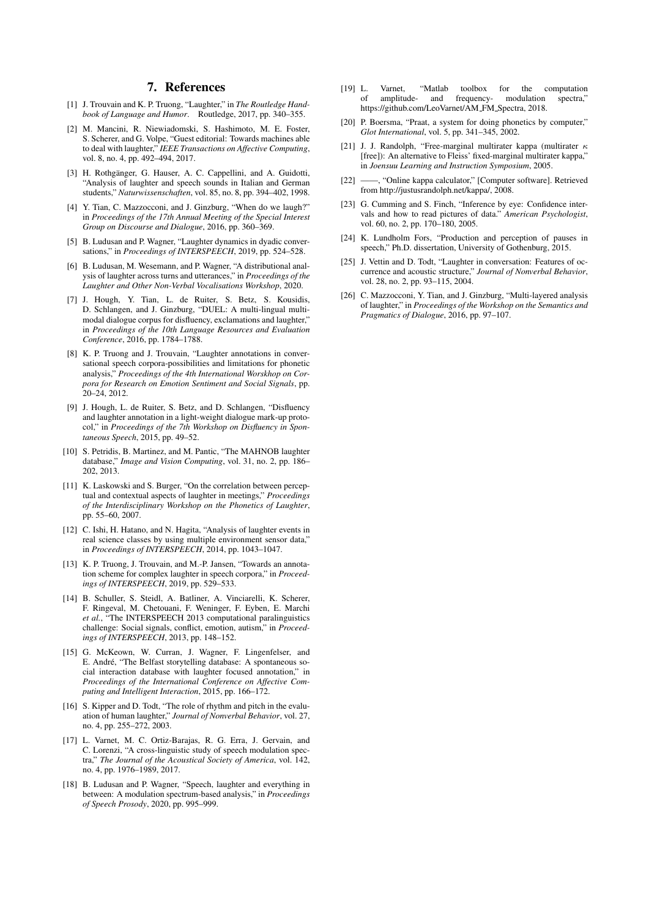## 7. References

[1] J. Trouvain and K. P. Truong, "Laughter," in *The Routledge Handbook of Language and Humor*. Routledge, 2017, pp. 340–355.

[2] M. Mancini, R. Niewiadomski, S. Hashimoto, M. E. Foster, S. Scherer, and G. Volpe, "Guest editorial: Towards machines able to deal with laughter," *IEEE Transactions on Affective Computing*, vol. 8, no. 4, pp. 492–494, 2017.

[3] H. Rothgänger, G. Hauser, A. C. Cappellini, and A. Guidotti, "Analysis of laughter and speech sounds in Italian and German students," *Naturwissenschaften*, vol. 85, no. 8, pp. 394–402, 1998.

[4] Y. Tian, C. Mazzocconi, and J. Ginzburg, "When do we laugh?" in *Proceedings of the 17th Annual Meeting of the Special Interest Group on Discourse and Dialogue*, 2016, pp. 360–369.

[5] B. Ludusan and P. Wagner, "Laughter dynamics in dyadic conversations," in *Proceedings of INTERSPEECH*, 2019, pp. 524–528.

[6] B. Ludusan, M. Wesemann, and P. Wagner, "A distributional analysis of laughter across turns and utterances," in *Proceedings of the Laughter and Other Non-Verbal Vocalisations Workshop*, 2020.

[7] J. Hough, Y. Tian, L. de Ruiter, S. Betz, S. Kousidis, D. Schlangen, and J. Ginzburg, "DUEL: A multi-lingual multimodal dialogue corpus for disfluency, exclamations and laughter," in *Proceedings of the 10th Language Resources and Evaluation Conference*, 2016, pp. 1784–1788.

[8] K. P. Truong and J. Trouvain, "Laughter annotations in conversational speech corpora-possibilities and limitations for phonetic analysis," *Proceedings of the 4th International Worskhop on Corpora for Research on Emotion Sentiment and Social Signals*, pp. 20–24, 2012.

[9] J. Hough, L. de Ruiter, S. Betz, and D. Schlangen, "Disfluency and laughter annotation in a light-weight dialogue mark-up protocol," in *Proceedings of the 7th Workshop on Disfluency in Spontaneous Speech*, 2015, pp. 49–52.

[10] S. Petridis, B. Martinez, and M. Pantic, "The MAHNOB laughter database," *Image and Vision Computing*, vol. 31, no. 2, pp. 186–202, 2013.

[11] K. Laskowski and S. Burger, "On the correlation between perceptual and contextual aspects of laughter in meetings," *Proceedings of the Interdisciplinary Workshop on the Phonetics of Laughter*, pp. 55–60, 2007.

[12] C. Ishi, H. Hatano, and N. Hagita, "Analysis of laughter events in real science classes by using multiple environment sensor data," in *Proceedings of INTERSPEECH*, 2014, pp. 1043–1047.

[13] K. P. Truong, J. Trouvain, and M.-P. Jansen, "Towards an annotation scheme for complex laughter in speech corpora," in *Proceedings of INTERSPEECH*, 2019, pp. 529–533.

[14] B. Schuller, S. Steidl, A. Batliner, A. Vinciarelli, K. Scherer, F. Ringeval, M. Chetouani, F. Weninger, F. Eyben, E. Marchi *et al.*, "The INTERSPEECH 2013 computational paralinguistics challenge: Social signals, conflict, emotion, autism," in *Proceedings of INTERSPEECH*, 2013, pp. 148–152.

[15] G. McKeown, W. Curran, J. Wagner, F. Lingenfelser, and E. André, "The Belfast storytelling database: A spontaneous social interaction database with laughter focused annotation," in *Proceedings of the International Conference on Affective Computing and Intelligent Interaction*, 2015, pp. 166–172.

[16] S. Kipper and D. Todt, "The role of rhythm and pitch in the evaluation of human laughter," *Journal of Nonverbal Behavior*, vol. 27, no. 4, pp. 255–272, 2003.

[17] L. Varnet, M. C. Ortiz-Barajas, R. G. Erra, J. Gervain, and C. Lorenzi, "A cross-linguistic study of speech modulation spectra," *The Journal of the Acoustical Society of America*, vol. 142, no. 4, pp. 1976–1989, 2017.

[18] B. Ludusan and P. Wagner, "Speech, laughter and everything in between: A modulation spectrum-based analysis," in *Proceedings of Speech Prosody*, 2020, pp. 995–999.

[19] L. Varnet, "Matlab toolbox for the computation of amplitude- and frequency- modulation spectra," https://github.com/LeoVarnet/AM_FM_Spectra, 2018.

[20] P. Boersma, "Praat, a system for doing phonetics by computer," *Glot International*, vol. 5, pp. 341–345, 2002.

[21] J. J. Randolph, "Free-marginal multirater kappa (multirater $\kappa$ [free]): An alternative to Fleiss' fixed-marginal multirater kappa," in *Joensuu Learning and Instruction Symposium*, 2005.

[22] ——, "Online kappa calculator," [Computer software]. Retrieved from http://justusrandolph.net/kappa/, 2008.

[23] G. Cumming and S. Finch, "Inference by eye: Confidence intervals and how to read pictures of data." *American Psychologist*, vol. 60, no. 2, pp. 170–180, 2005.

[24] K. Lundholm Fors, "Production and perception of pauses in speech," Ph.D. dissertation, University of Gothenburg, 2015.

[25] J. Vettin and D. Todt, "Laughter in conversation: Features of occurrence and acoustic structure," *Journal of Nonverbal Behavior*, vol. 28, no. 2, pp. 93–115, 2004.

[26] C. Mazzocconi, Y. Tian, and J. Ginzburg, "Multi-layered analysis of laughter," in *Proceedings of the Workshop on the Semantics and Pragmatics of Dialogue*, 2016, pp. 97–107.